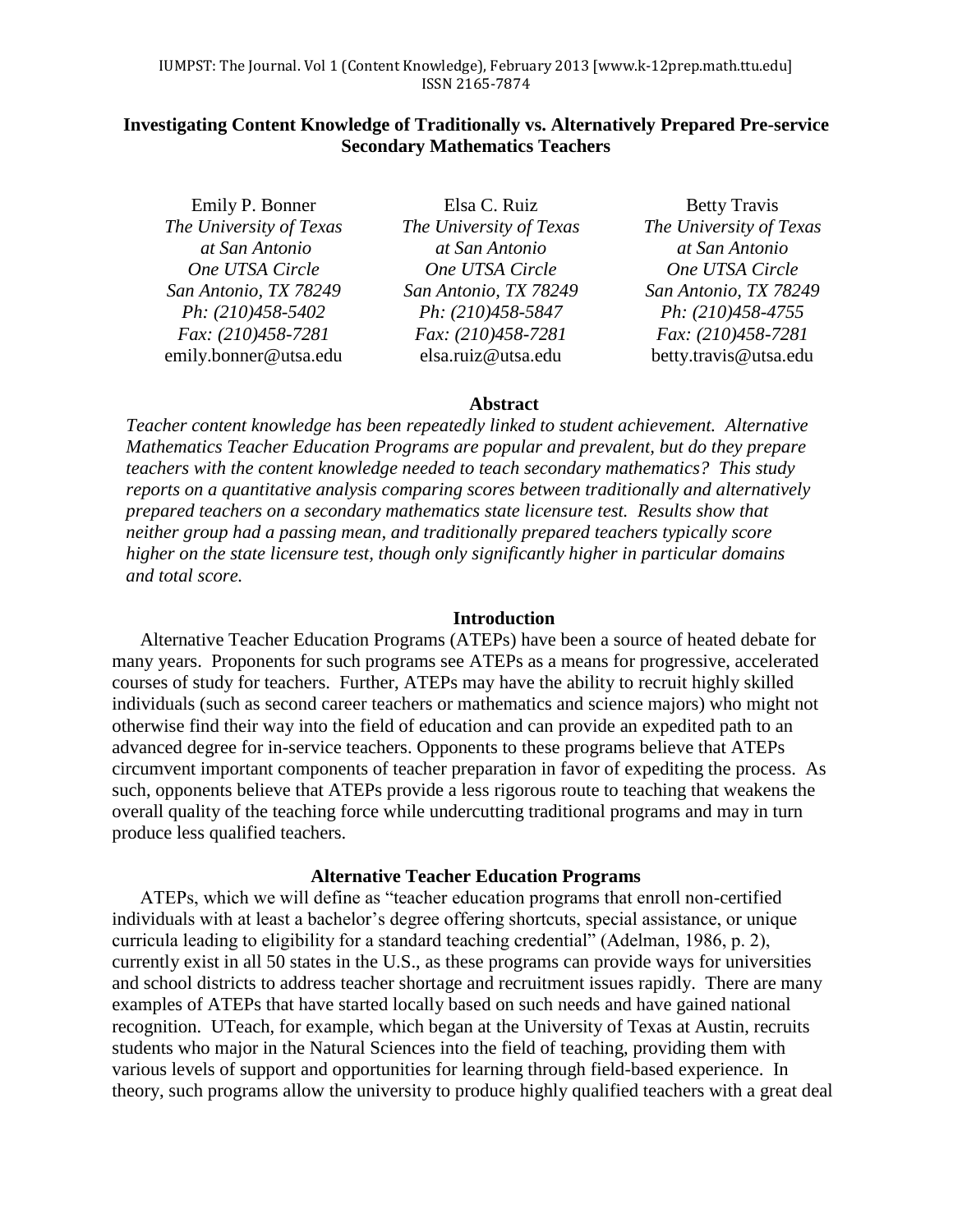# Investigating Content Knowledge of Traditionally vs. Alternatively Prepared Pre-service Secondary Mathematics Teachers

Emily P. Bonner
*The University of Texas at San Antonio*
*One UTSA Circle*
*San Antonio, TX 78249*
*Ph: (210)458-5402*
*Fax: (210)458-7281*
emily.bonner@utsa.edu

Elsa C. Ruiz
*The University of Texas at San Antonio*
*One UTSA Circle*
*San Antonio, TX 78249*
*Ph: (210)458-5847*
*Fax: (210)458-7281*
elsa.ruiz@utsa.edu

Betty Travis
*The University of Texas at San Antonio*
*One UTSA Circle*
*San Antonio, TX 78249*
*Ph: (210)458-4755*
*Fax: (210)458-7281*
betty.travis@utsa.edu

## Abstract

*Teacher content knowledge has been repeatedly linked to student achievement. Alternative Mathematics Teacher Education Programs are popular and prevalent, but do they prepare teachers with the content knowledge needed to teach secondary mathematics? This study reports on a quantitative analysis comparing scores between traditionally and alternatively prepared teachers on a secondary mathematics state licensure test. Results show that neither group had a passing mean, and traditionally prepared teachers typically score higher on the state licensure test, though only significantly higher in particular domains and total score.*

## Introduction

Alternative Teacher Education Programs (ATEPs) have been a source of heated debate for many years. Proponents for such programs see ATEPs as a means for progressive, accelerated courses of study for teachers. Further, ATEPs may have the ability to recruit highly skilled individuals (such as second career teachers or mathematics and science majors) who might not otherwise find their way into the field of education and can provide an expedited path to an advanced degree for in-service teachers. Opponents to these programs believe that ATEPs circumvent important components of teacher preparation in favor of expediting the process. As such, opponents believe that ATEPs provide a less rigorous route to teaching that weakens the overall quality of the teaching force while undercutting traditional programs and may in turn produce less qualified teachers.

## Alternative Teacher Education Programs

ATEPs, which we will define as "teacher education programs that enroll non-certified individuals with at least a bachelor's degree offering shortcuts, special assistance, or unique curricula leading to eligibility for a standard teaching credential" (Adelman, 1986, p. 2), currently exist in all 50 states in the U.S., as these programs can provide ways for universities and school districts to address teacher shortage and recruitment issues rapidly. There are many examples of ATEPs that have started locally based on such needs and have gained national recognition. UTeach, for example, which began at the University of Texas at Austin, recruits students who major in the Natural Sciences into the field of teaching, providing them with various levels of support and opportunities for learning through field-based experience. In theory, such programs allow the university to produce highly qualified teachers with a great deal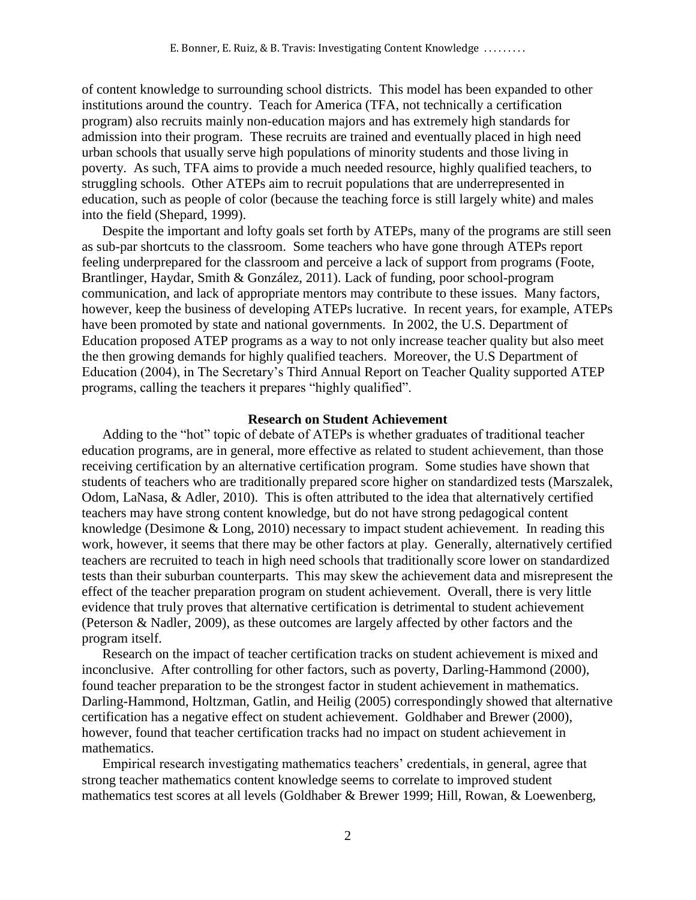of content knowledge to surrounding school districts. This model has been expanded to other institutions around the country. Teach for America (TFA, not technically a certification program) also recruits mainly non-education majors and has extremely high standards for admission into their program. These recruits are trained and eventually placed in high need urban schools that usually serve high populations of minority students and those living in poverty. As such, TFA aims to provide a much needed resource, highly qualified teachers, to struggling schools. Other ATEPs aim to recruit populations that are underrepresented in education, such as people of color (because the teaching force is still largely white) and males into the field (Shepard, 1999).

Despite the important and lofty goals set forth by ATEPs, many of the programs are still seen as sub-par shortcuts to the classroom. Some teachers who have gone through ATEPs report feeling underprepared for the classroom and perceive a lack of support from programs (Foote, Brantlinger, Haydar, Smith & González, 2011). Lack of funding, poor school-program communication, and lack of appropriate mentors may contribute to these issues. Many factors, however, keep the business of developing ATEPs lucrative. In recent years, for example, ATEPs have been promoted by state and national governments. In 2002, the U.S. Department of Education proposed ATEP programs as a way to not only increase teacher quality but also meet the then growing demands for highly qualified teachers. Moreover, the U.S Department of Education (2004), in The Secretary's Third Annual Report on Teacher Quality supported ATEP programs, calling the teachers it prepares "highly qualified".

## Research on Student Achievement

Adding to the "hot" topic of debate of ATEPs is whether graduates of traditional teacher education programs, are in general, more effective as related to student achievement, than those receiving certification by an alternative certification program. Some studies have shown that students of teachers who are traditionally prepared score higher on standardized tests (Marszalek, Odom, LaNasa, & Adler, 2010). This is often attributed to the idea that alternatively certified teachers may have strong content knowledge, but do not have strong pedagogical content knowledge (Desimone & Long, 2010) necessary to impact student achievement. In reading this work, however, it seems that there may be other factors at play. Generally, alternatively certified teachers are recruited to teach in high need schools that traditionally score lower on standardized tests than their suburban counterparts. This may skew the achievement data and misrepresent the effect of the teacher preparation program on student achievement. Overall, there is very little evidence that truly proves that alternative certification is detrimental to student achievement (Peterson & Nadler, 2009), as these outcomes are largely affected by other factors and the program itself.

Research on the impact of teacher certification tracks on student achievement is mixed and inconclusive. After controlling for other factors, such as poverty, Darling-Hammond (2000), found teacher preparation to be the strongest factor in student achievement in mathematics. Darling-Hammond, Holtzman, Gatlin, and Heilig (2005) correspondingly showed that alternative certification has a negative effect on student achievement. Goldhaber and Brewer (2000), however, found that teacher certification tracks had no impact on student achievement in mathematics.

Empirical research investigating mathematics teachers' credentials, in general, agree that strong teacher mathematics content knowledge seems to correlate to improved student mathematics test scores at all levels (Goldhaber & Brewer 1999; Hill, Rowan, & Loewenberg,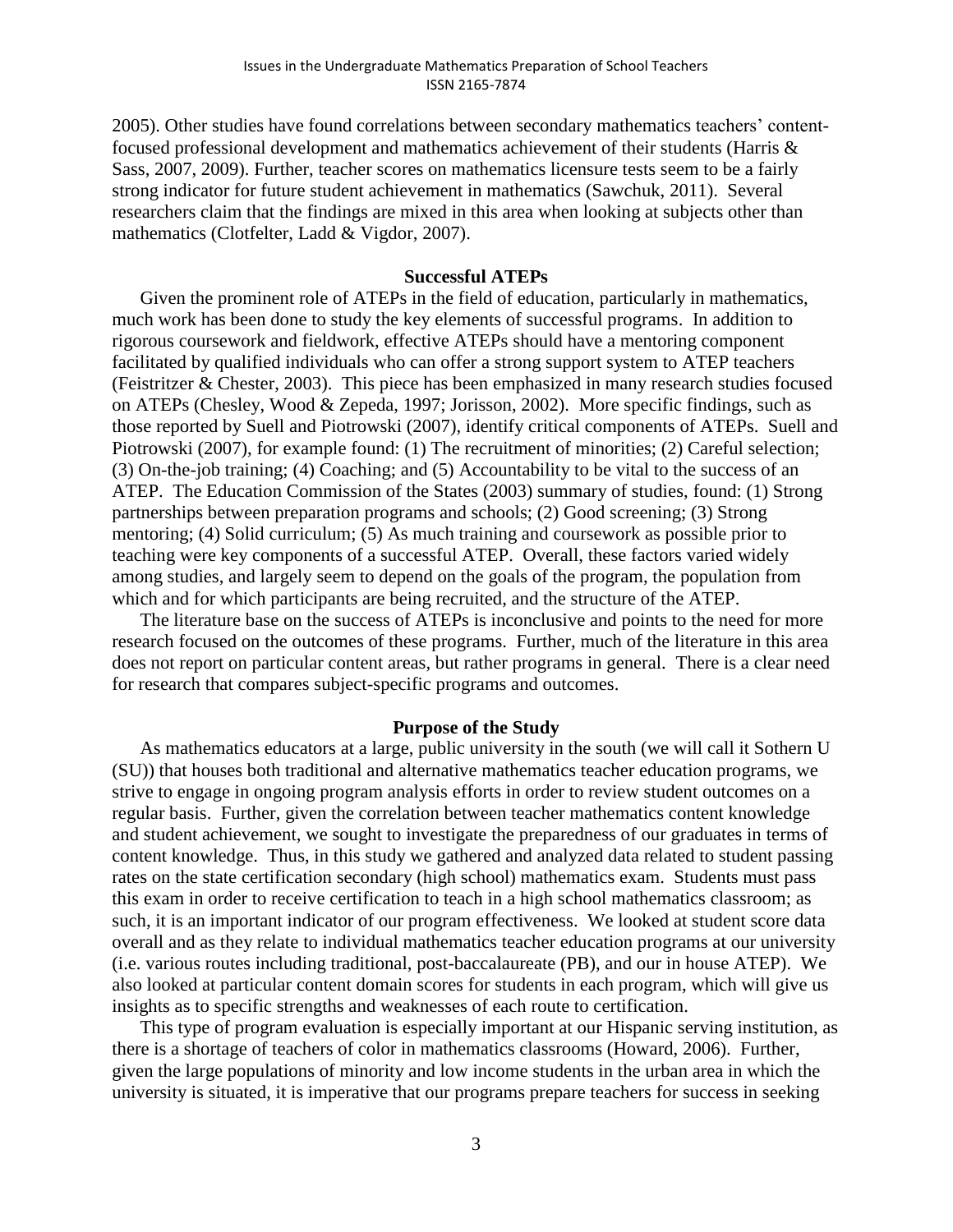2005). Other studies have found correlations between secondary mathematics teachers' content-focused professional development and mathematics achievement of their students (Harris & Sass, 2007, 2009). Further, teacher scores on mathematics licensure tests seem to be a fairly strong indicator for future student achievement in mathematics (Sawchuk, 2011). Several researchers claim that the findings are mixed in this area when looking at subjects other than mathematics (Clotfelter, Ladd & Vigdor, 2007).

## Successful ATEPs

Given the prominent role of ATEPs in the field of education, particularly in mathematics, much work has been done to study the key elements of successful programs. In addition to rigorous coursework and fieldwork, effective ATEPs should have a mentoring component facilitated by qualified individuals who can offer a strong support system to ATEP teachers (Feistritzer & Chester, 2003). This piece has been emphasized in many research studies focused on ATEPs (Chesley, Wood & Zepeda, 1997; Jorisson, 2002). More specific findings, such as those reported by Suell and Piotrowski (2007), identify critical components of ATEPs. Suell and Piotrowski (2007), for example found: (1) The recruitment of minorities; (2) Careful selection; (3) On-the-job training; (4) Coaching; and (5) Accountability to be vital to the success of an ATEP. The Education Commission of the States (2003) summary of studies, found: (1) Strong partnerships between preparation programs and schools; (2) Good screening; (3) Strong mentoring; (4) Solid curriculum; (5) As much training and coursework as possible prior to teaching were key components of a successful ATEP. Overall, these factors varied widely among studies, and largely seem to depend on the goals of the program, the population from which and for which participants are being recruited, and the structure of the ATEP.

The literature base on the success of ATEPs is inconclusive and points to the need for more research focused on the outcomes of these programs. Further, much of the literature in this area does not report on particular content areas, but rather programs in general. There is a clear need for research that compares subject-specific programs and outcomes.

## Purpose of the Study

As mathematics educators at a large, public university in the south (we will call it Sothern U (SU)) that houses both traditional and alternative mathematics teacher education programs, we strive to engage in ongoing program analysis efforts in order to review student outcomes on a regular basis. Further, given the correlation between teacher mathematics content knowledge and student achievement, we sought to investigate the preparedness of our graduates in terms of content knowledge. Thus, in this study we gathered and analyzed data related to student passing rates on the state certification secondary (high school) mathematics exam. Students must pass this exam in order to receive certification to teach in a high school mathematics classroom; as such, it is an important indicator of our program effectiveness. We looked at student score data overall and as they relate to individual mathematics teacher education programs at our university (i.e. various routes including traditional, post-baccalaureate (PB), and our in house ATEP). We also looked at particular content domain scores for students in each program, which will give us insights as to specific strengths and weaknesses of each route to certification.

This type of program evaluation is especially important at our Hispanic serving institution, as there is a shortage of teachers of color in mathematics classrooms (Howard, 2006). Further, given the large populations of minority and low income students in the urban area in which the university is situated, it is imperative that our programs prepare teachers for success in seeking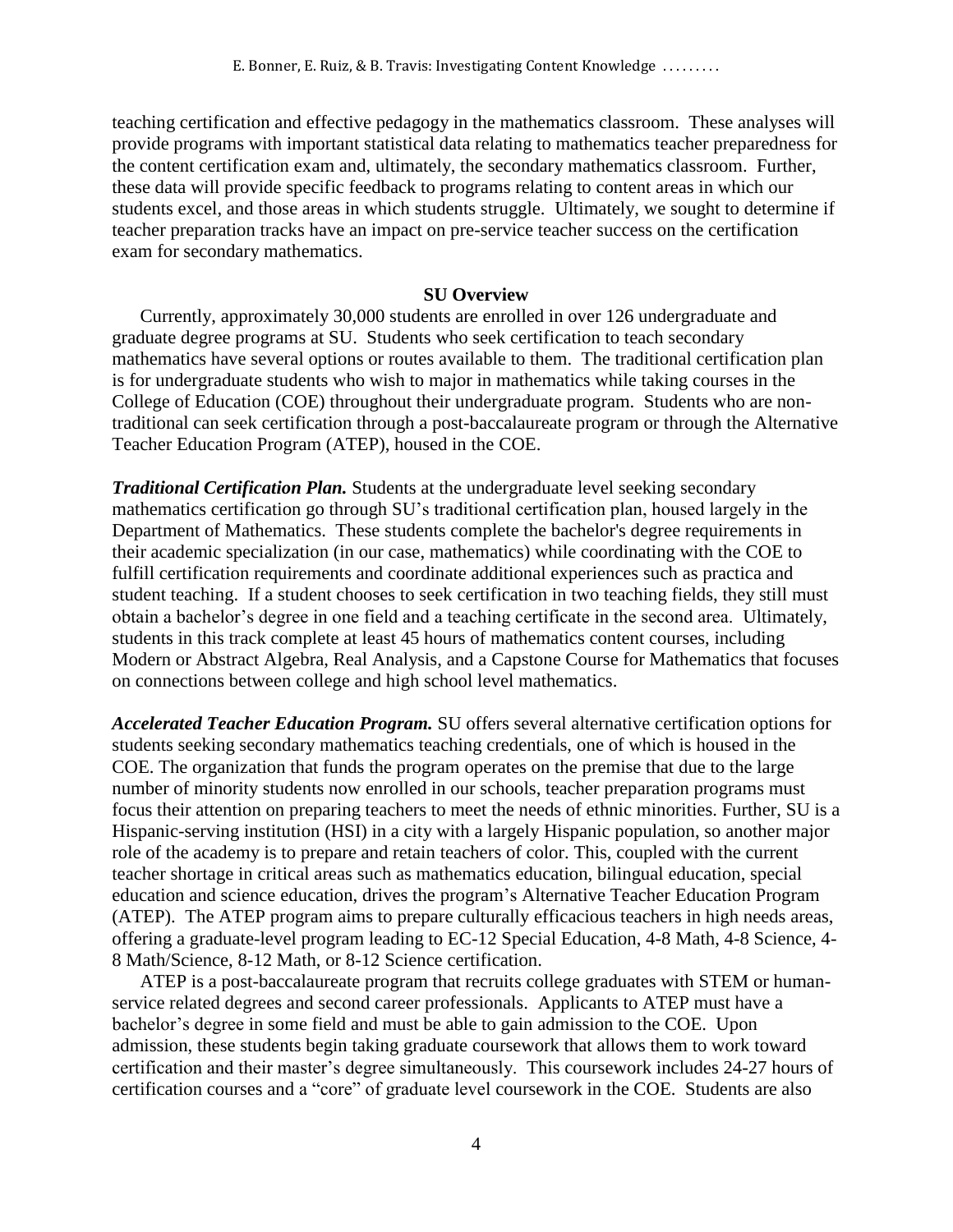teaching certification and effective pedagogy in the mathematics classroom. These analyses will provide programs with important statistical data relating to mathematics teacher preparedness for the content certification exam and, ultimately, the secondary mathematics classroom. Further, these data will provide specific feedback to programs relating to content areas in which our students excel, and those areas in which students struggle. Ultimately, we sought to determine if teacher preparation tracks have an impact on pre-service teacher success on the certification exam for secondary mathematics.

## SU Overview

Currently, approximately 30,000 students are enrolled in over 126 undergraduate and graduate degree programs at SU. Students who seek certification to teach secondary mathematics have several options or routes available to them. The traditional certification plan is for undergraduate students who wish to major in mathematics while taking courses in the College of Education (COE) throughout their undergraduate program. Students who are non-traditional can seek certification through a post-baccalaureate program or through the Alternative Teacher Education Program (ATEP), housed in the COE.

***Traditional Certification Plan.*** Students at the undergraduate level seeking secondary mathematics certification go through SU's traditional certification plan, housed largely in the Department of Mathematics. These students complete the bachelor's degree requirements in their academic specialization (in our case, mathematics) while coordinating with the COE to fulfill certification requirements and coordinate additional experiences such as practica and student teaching. If a student chooses to seek certification in two teaching fields, they still must obtain a bachelor's degree in one field and a teaching certificate in the second area. Ultimately, students in this track complete at least 45 hours of mathematics content courses, including Modern or Abstract Algebra, Real Analysis, and a Capstone Course for Mathematics that focuses on connections between college and high school level mathematics.

***Accelerated Teacher Education Program.*** SU offers several alternative certification options for students seeking secondary mathematics teaching credentials, one of which is housed in the COE. The organization that funds the program operates on the premise that due to the large number of minority students now enrolled in our schools, teacher preparation programs must focus their attention on preparing teachers to meet the needs of ethnic minorities. Further, SU is a Hispanic-serving institution (HSI) in a city with a largely Hispanic population, so another major role of the academy is to prepare and retain teachers of color. This, coupled with the current teacher shortage in critical areas such as mathematics education, bilingual education, special education and science education, drives the program's Alternative Teacher Education Program (ATEP). The ATEP program aims to prepare culturally efficacious teachers in high needs areas, offering a graduate-level program leading to EC-12 Special Education, 4-8 Math, 4-8 Science, 4-8 Math/Science, 8-12 Math, or 8-12 Science certification.

ATEP is a post-baccalaureate program that recruits college graduates with STEM or human-service related degrees and second career professionals. Applicants to ATEP must have a bachelor's degree in some field and must be able to gain admission to the COE. Upon admission, these students begin taking graduate coursework that allows them to work toward certification and their master's degree simultaneously. This coursework includes 24-27 hours of certification courses and a "core" of graduate level coursework in the COE. Students are also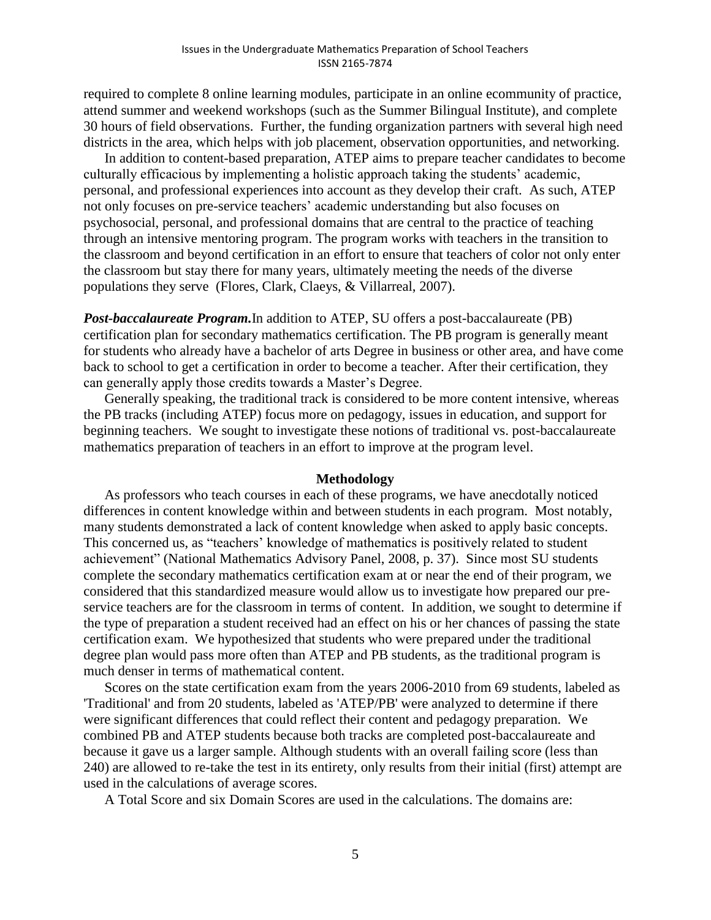required to complete 8 online learning modules, participate in an online ecommunity of practice, attend summer and weekend workshops (such as the Summer Bilingual Institute), and complete 30 hours of field observations. Further, the funding organization partners with several high need districts in the area, which helps with job placement, observation opportunities, and networking.

In addition to content-based preparation, ATEP aims to prepare teacher candidates to become culturally efficacious by implementing a holistic approach taking the students' academic, personal, and professional experiences into account as they develop their craft. As such, ATEP not only focuses on pre-service teachers' academic understanding but also focuses on psychosocial, personal, and professional domains that are central to the practice of teaching through an intensive mentoring program. The program works with teachers in the transition to the classroom and beyond certification in an effort to ensure that teachers of color not only enter the classroom but stay there for many years, ultimately meeting the needs of the diverse populations they serve (Flores, Clark, Claeys, & Villarreal, 2007).

***Post-baccalaureate Program.*** In addition to ATEP, SU offers a post-baccalaureate (PB) certification plan for secondary mathematics certification. The PB program is generally meant for students who already have a bachelor of arts Degree in business or other area, and have come back to school to get a certification in order to become a teacher. After their certification, they can generally apply those credits towards a Master's Degree.

Generally speaking, the traditional track is considered to be more content intensive, whereas the PB tracks (including ATEP) focus more on pedagogy, issues in education, and support for beginning teachers. We sought to investigate these notions of traditional vs. post-baccalaureate mathematics preparation of teachers in an effort to improve at the program level.

## Methodology

As professors who teach courses in each of these programs, we have anecdotally noticed differences in content knowledge within and between students in each program. Most notably, many students demonstrated a lack of content knowledge when asked to apply basic concepts. This concerned us, as "teachers' knowledge of mathematics is positively related to student achievement" (National Mathematics Advisory Panel, 2008, p. 37). Since most SU students complete the secondary mathematics certification exam at or near the end of their program, we considered that this standardized measure would allow us to investigate how prepared our pre-service teachers are for the classroom in terms of content. In addition, we sought to determine if the type of preparation a student received had an effect on his or her chances of passing the state certification exam. We hypothesized that students who were prepared under the traditional degree plan would pass more often than ATEP and PB students, as the traditional program is much denser in terms of mathematical content.

Scores on the state certification exam from the years 2006-2010 from 69 students, labeled as 'Traditional' and from 20 students, labeled as 'ATEP/PB' were analyzed to determine if there were significant differences that could reflect their content and pedagogy preparation. We combined PB and ATEP students because both tracks are completed post-baccalaureate and because it gave us a larger sample. Although students with an overall failing score (less than 240) are allowed to re-take the test in its entirety, only results from their initial (first) attempt are used in the calculations of average scores.

A Total Score and six Domain Scores are used in the calculations. The domains are: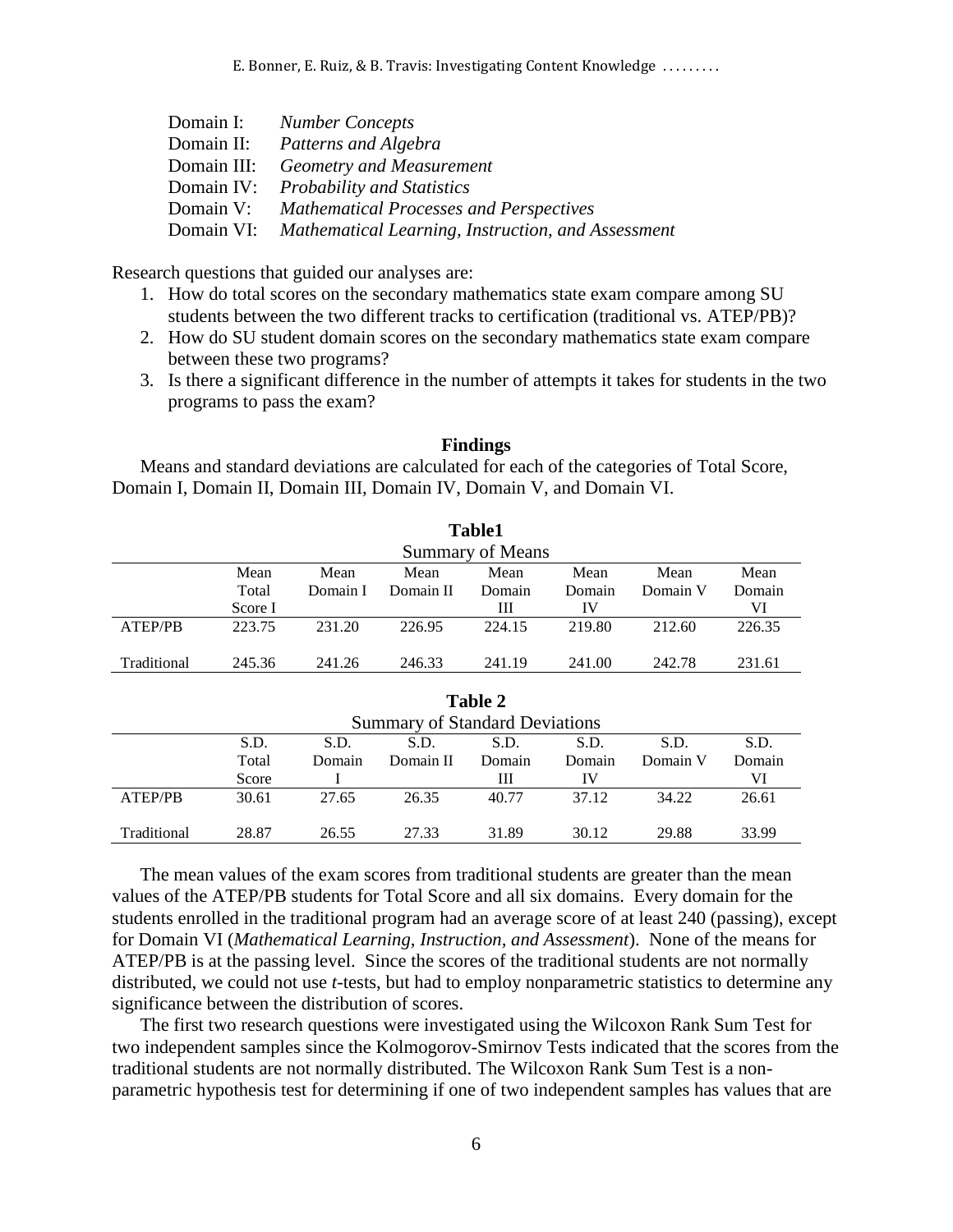Domain I: *Number Concepts*
Domain II: *Patterns and Algebra*
Domain III: *Geometry and Measurement*
Domain IV: *Probability and Statistics*
Domain V: *Mathematical Processes and Perspectives*
Domain VI: *Mathematical Learning, Instruction, and Assessment*

Research questions that guided our analyses are:

1. How do total scores on the secondary mathematics state exam compare among SU students between the two different tracks to certification (traditional vs. ATEP/PB)?
2. How do SU student domain scores on the secondary mathematics state exam compare between these two programs?
3. Is there a significant difference in the number of attempts it takes for students in the two programs to pass the exam?

## Findings

Means and standard deviations are calculated for each of the categories of Total Score, Domain I, Domain II, Domain III, Domain IV, Domain V, and Domain VI.

**Table1**

Summary of Means

| | Mean Total Score I | Mean Domain I | Mean Domain II | Mean Domain III | Mean Domain IV | Mean Domain V | Mean Domain VI |
|---|---|---|---|---|---|---|---|
| ATEP/PB | 223.75 | 231.20 | 226.95 | 224.15 | 219.80 | 212.60 | 226.35 |
| Traditional | 245.36 | 241.26 | 246.33 | 241.19 | 241.00 | 242.78 | 231.61 |

**Table 2**

Summary of Standard Deviations

| | S.D. Total Score | S.D. Domain I | S.D. Domain II | S.D. Domain III | S.D. Domain IV | S.D. Domain V | S.D. Domain VI |
|---|---|---|---|---|---|---|---|
| ATEP/PB | 30.61 | 27.65 | 26.35 | 40.77 | 37.12 | 34.22 | 26.61 |
| Traditional | 28.87 | 26.55 | 27.33 | 31.89 | 30.12 | 29.88 | 33.99 |

The mean values of the exam scores from traditional students are greater than the mean values of the ATEP/PB students for Total Score and all six domains. Every domain for the students enrolled in the traditional program had an average score of at least 240 (passing), except for Domain VI (*Mathematical Learning, Instruction, and Assessment*). None of the means for ATEP/PB is at the passing level. Since the scores of the traditional students are not normally distributed, we could not use *t*-tests, but had to employ nonparametric statistics to determine any significance between the distribution of scores.

The first two research questions were investigated using the Wilcoxon Rank Sum Test for two independent samples since the Kolmogorov-Smirnov Tests indicated that the scores from the traditional students are not normally distributed. The Wilcoxon Rank Sum Test is a non-parametric hypothesis test for determining if one of two independent samples has values that are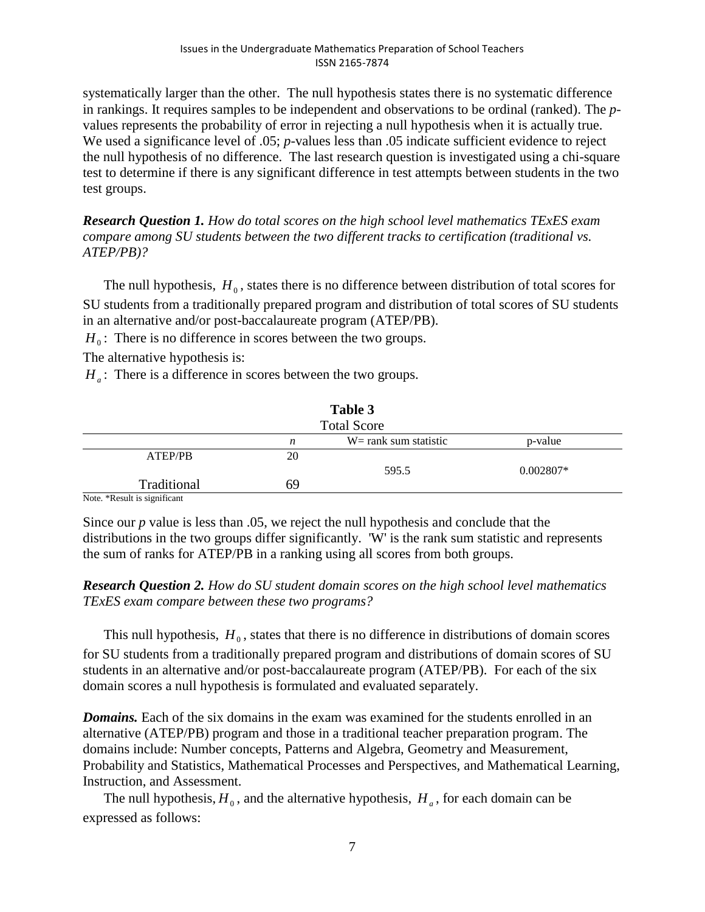systematically larger than the other. The null hypothesis states there is no systematic difference in rankings. It requires samples to be independent and observations to be ordinal (ranked). The *p*-values represents the probability of error in rejecting a null hypothesis when it is actually true. We used a significance level of .05; *p*-values less than .05 indicate sufficient evidence to reject the null hypothesis of no difference. The last research question is investigated using a chi-square test to determine if there is any significant difference in test attempts between students in the two test groups.

***Research Question 1.*** *How do total scores on the high school level mathematics TExES exam compare among SU students between the two different tracks to certification (traditional vs. ATEP/PB)?*

The null hypothesis, $H_0$, states there is no difference between distribution of total scores for SU students from a traditionally prepared program and distribution of total scores of SU students in an alternative and/or post-baccalaureate program (ATEP/PB).

$H_0$: There is no difference in scores between the two groups.

The alternative hypothesis is:

$H_a$: There is a difference in scores between the two groups.

**Table 3**

Total Score

| | *n* | W= rank sum statistic | p-value |
|---|---|---|---|
| ATEP/PB | 20 | 595.5 | 0.002807* |
| Traditional | 69 | | |

Note. *Result is significant

Since our *p* value is less than .05, we reject the null hypothesis and conclude that the distributions in the two groups differ significantly. 'W' is the rank sum statistic and represents the sum of ranks for ATEP/PB in a ranking using all scores from both groups.

***Research Question 2.*** *How do SU student domain scores on the high school level mathematics TExES exam compare between these two programs?*

This null hypothesis, $H_0$, states that there is no difference in distributions of domain scores for SU students from a traditionally prepared program and distributions of domain scores of SU students in an alternative and/or post-baccalaureate program (ATEP/PB). For each of the six domain scores a null hypothesis is formulated and evaluated separately.

***Domains.*** Each of the six domains in the exam was examined for the students enrolled in an alternative (ATEP/PB) program and those in a traditional teacher preparation program. The domains include: Number concepts, Patterns and Algebra, Geometry and Measurement, Probability and Statistics, Mathematical Processes and Perspectives, and Mathematical Learning, Instruction, and Assessment.

The null hypothesis, $H_0$, and the alternative hypothesis, $H_a$, for each domain can be expressed as follows: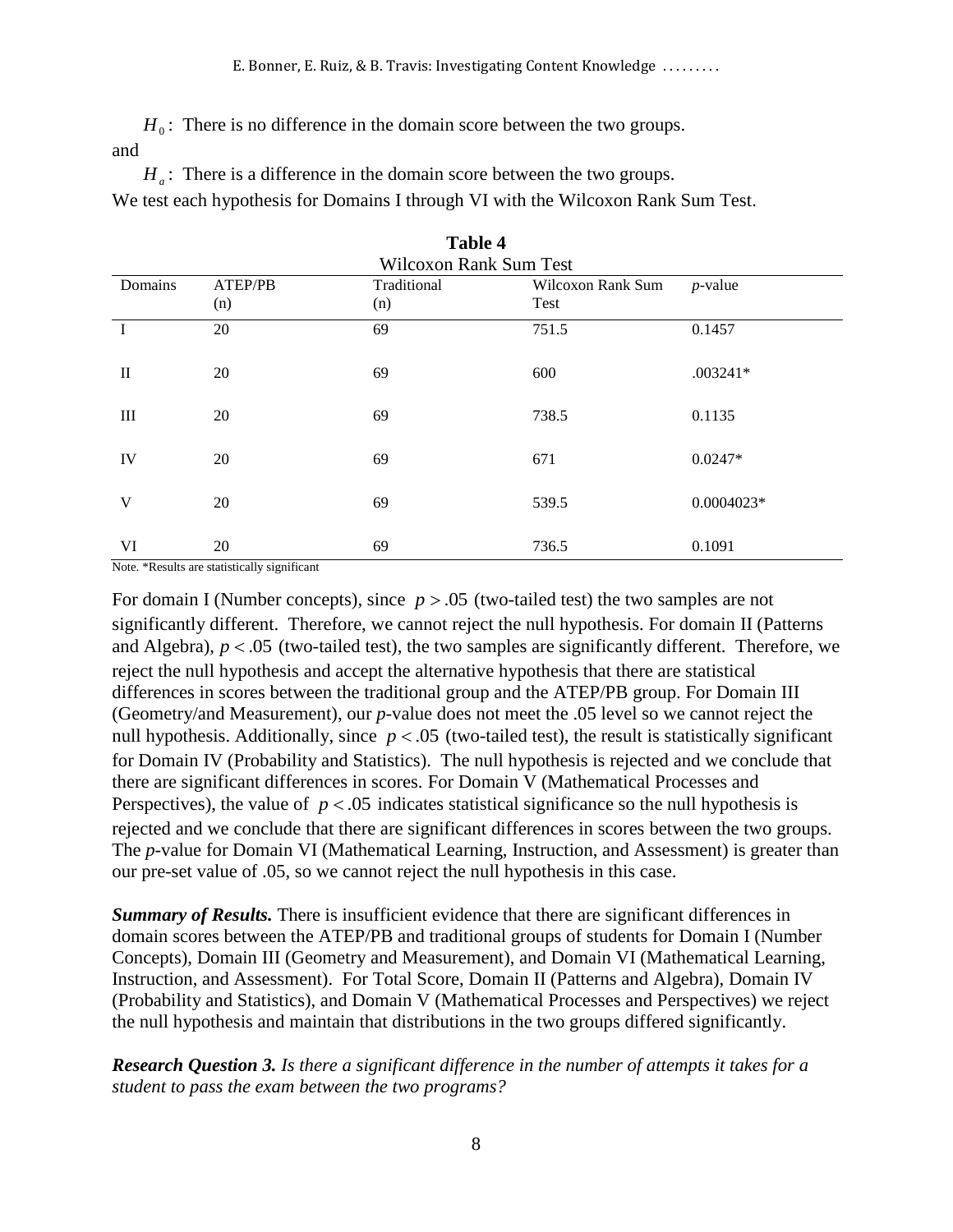$H_0$: There is no difference in the domain score between the two groups.

and

$H_a$: There is a difference in the domain score between the two groups.

We test each hypothesis for Domains I through VI with the Wilcoxon Rank Sum Test.

**Table 4**

Wilcoxon Rank Sum Test

| Domains | ATEP/PB (n) | Traditional (n) | Wilcoxon Rank Sum Test | *p*-value |
|---|---|---|---|---|
| I | 20 | 69 | 751.5 | 0.1457 |
| II | 20 | 69 | 600 | .003241* |
| III | 20 | 69 | 738.5 | 0.1135 |
| IV | 20 | 69 | 671 | 0.0247* |
| V | 20 | 69 | 539.5 | 0.0004023* |
| VI | 20 | 69 | 736.5 | 0.1091 |

Note. *Results are statistically significant

For domain I (Number concepts), since $p > .05$ (two-tailed test) the two samples are not significantly different. Therefore, we cannot reject the null hypothesis. For domain II (Patterns and Algebra), $p < .05$ (two-tailed test), the two samples are significantly different. Therefore, we reject the null hypothesis and accept the alternative hypothesis that there are statistical differences in scores between the traditional group and the ATEP/PB group. For Domain III (Geometry/and Measurement), our *p*-value does not meet the .05 level so we cannot reject the null hypothesis. Additionally, since $p < .05$ (two-tailed test), the result is statistically significant for Domain IV (Probability and Statistics). The null hypothesis is rejected and we conclude that there are significant differences in scores. For Domain V (Mathematical Processes and Perspectives), the value of $p < .05$ indicates statistical significance so the null hypothesis is rejected and we conclude that there are significant differences in scores between the two groups. The *p*-value for Domain VI (Mathematical Learning, Instruction, and Assessment) is greater than our pre-set value of .05, so we cannot reject the null hypothesis in this case.

***Summary of Results.*** There is insufficient evidence that there are significant differences in domain scores between the ATEP/PB and traditional groups of students for Domain I (Number Concepts), Domain III (Geometry and Measurement), and Domain VI (Mathematical Learning, Instruction, and Assessment). For Total Score, Domain II (Patterns and Algebra), Domain IV (Probability and Statistics), and Domain V (Mathematical Processes and Perspectives) we reject the null hypothesis and maintain that distributions in the two groups differed significantly.

***Research Question 3.*** *Is there a significant difference in the number of attempts it takes for a student to pass the exam between the two programs?*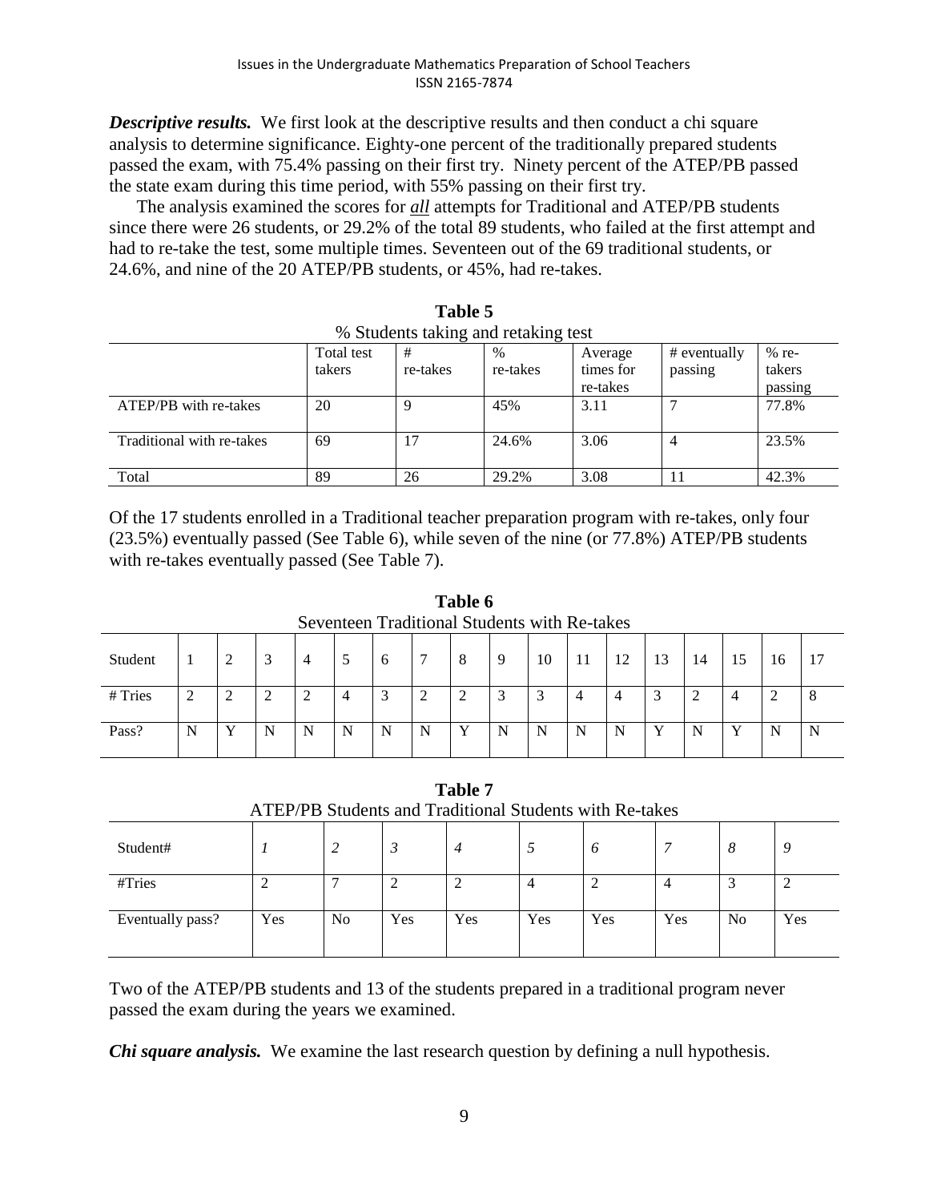***Descriptive results.*** We first look at the descriptive results and then conduct a chi square analysis to determine significance. Eighty-one percent of the traditionally prepared students passed the exam, with 75.4% passing on their first try. Ninety percent of the ATEP/PB passed the state exam during this time period, with 55% passing on their first try.

The analysis examined the scores for ***all*** attempts for Traditional and ATEP/PB students since there were 26 students, or 29.2% of the total 89 students, who failed at the first attempt and had to re-take the test, some multiple times. Seventeen out of the 69 traditional students, or 24.6%, and nine of the 20 ATEP/PB students, or 45%, had re-takes.

**Table 5**

% Students taking and retaking test

| | Total test takers | # re-takes | % re-takes | Average times for re-takes | # eventually passing | % re-takers passing |
|---|---|---|---|---|---|---|
| ATEP/PB with re-takes | 20 | 9 | 45% | 3.11 | 7 | 77.8% |
| Traditional with re-takes | 69 | 17 | 24.6% | 3.06 | 4 | 23.5% |
| Total | 89 | 26 | 29.2% | 3.08 | 11 | 42.3% |

Of the 17 students enrolled in a Traditional teacher preparation program with re-takes, only four (23.5%) eventually passed (See Table 6), while seven of the nine (or 77.8%) ATEP/PB students with re-takes eventually passed (See Table 7).

**Table 6**

Seventeen Traditional Students with Re-takes

| Student | 1 | 2 | 3 | 4 | 5 | 6 | 7 | 8 | 9 | 10 | 11 | 12 | 13 | 14 | 15 | 16 | 17 |
|---|---|---|---|---|---|---|---|---|---|---|---|---|---|---|---|---|---|
| # Tries | 2 | 2 | 2 | 2 | 4 | 3 | 2 | 2 | 3 | 3 | 4 | 4 | 3 | 2 | 4 | 2 | 8 |
| Pass? | N | Y | N | N | N | N | N | Y | N | N | N | N | Y | N | Y | N | N |

**Table 7**

ATEP/PB Students and Traditional Students with Re-takes

| Student# | *1* | *2* | *3* | *4* | *5* | *6* | *7* | *8* | *9* |
|---|---|---|---|---|---|---|---|---|---|
| #Tries | 2 | 7 | 2 | 2 | 4 | 2 | 4 | 3 | 2 |
| Eventually pass? | Yes | No | Yes | Yes | Yes | Yes | Yes | No | Yes |

Two of the ATEP/PB students and 13 of the students prepared in a traditional program never passed the exam during the years we examined.

***Chi square analysis.*** We examine the last research question by defining a null hypothesis.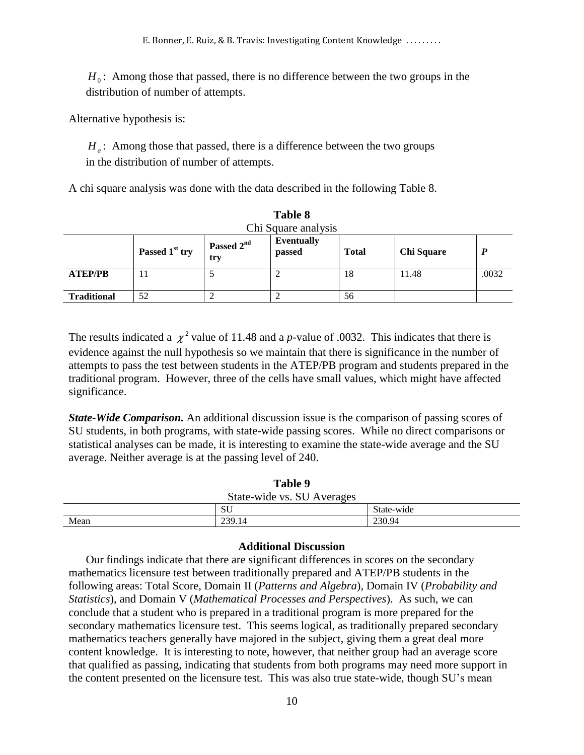$H_0$: Among those that passed, there is no difference between the two groups in the distribution of number of attempts.

Alternative hypothesis is:

$H_a$: Among those that passed, there is a difference between the two groups in the distribution of number of attempts.

A chi square analysis was done with the data described in the following Table 8.

**Table 8**

Chi Square analysis

| | Passed 1st try | Passed 2nd try | Eventually passed | Total | Chi Square | *P* |
|---|---|---|---|---|---|---|
| **ATEP/PB** | 11 | 5 | 2 | 18 | 11.48 | .0032 |
| **Traditional** | 52 | 2 | 2 | 56 | | |

The results indicated a $\chi^2$ value of 11.48 and a *p*-value of .0032. This indicates that there is evidence against the null hypothesis so we maintain that there is significance in the number of attempts to pass the test between students in the ATEP/PB program and students prepared in the traditional program. However, three of the cells have small values, which might have affected significance.

***State-Wide Comparison.*** An additional discussion issue is the comparison of passing scores of SU students, in both programs, with state-wide passing scores. While no direct comparisons or statistical analyses can be made, it is interesting to examine the state-wide average and the SU average. Neither average is at the passing level of 240.

**Table 9**

State-wide vs. SU Averages

| | SU | State-wide |
|---|---|---|
| Mean | 239.14 | 230.94 |

### Additional Discussion

Our findings indicate that there are significant differences in scores on the secondary mathematics licensure test between traditionally prepared and ATEP/PB students in the following areas: Total Score, Domain II (*Patterns and Algebra*), Domain IV (*Probability and Statistics*), and Domain V (*Mathematical Processes and Perspectives*). As such, we can conclude that a student who is prepared in a traditional program is more prepared for the secondary mathematics licensure test. This seems logical, as traditionally prepared secondary mathematics teachers generally have majored in the subject, giving them a great deal more content knowledge. It is interesting to note, however, that neither group had an average score that qualified as passing, indicating that students from both programs may need more support in the content presented on the licensure test. This was also true state-wide, though SU's mean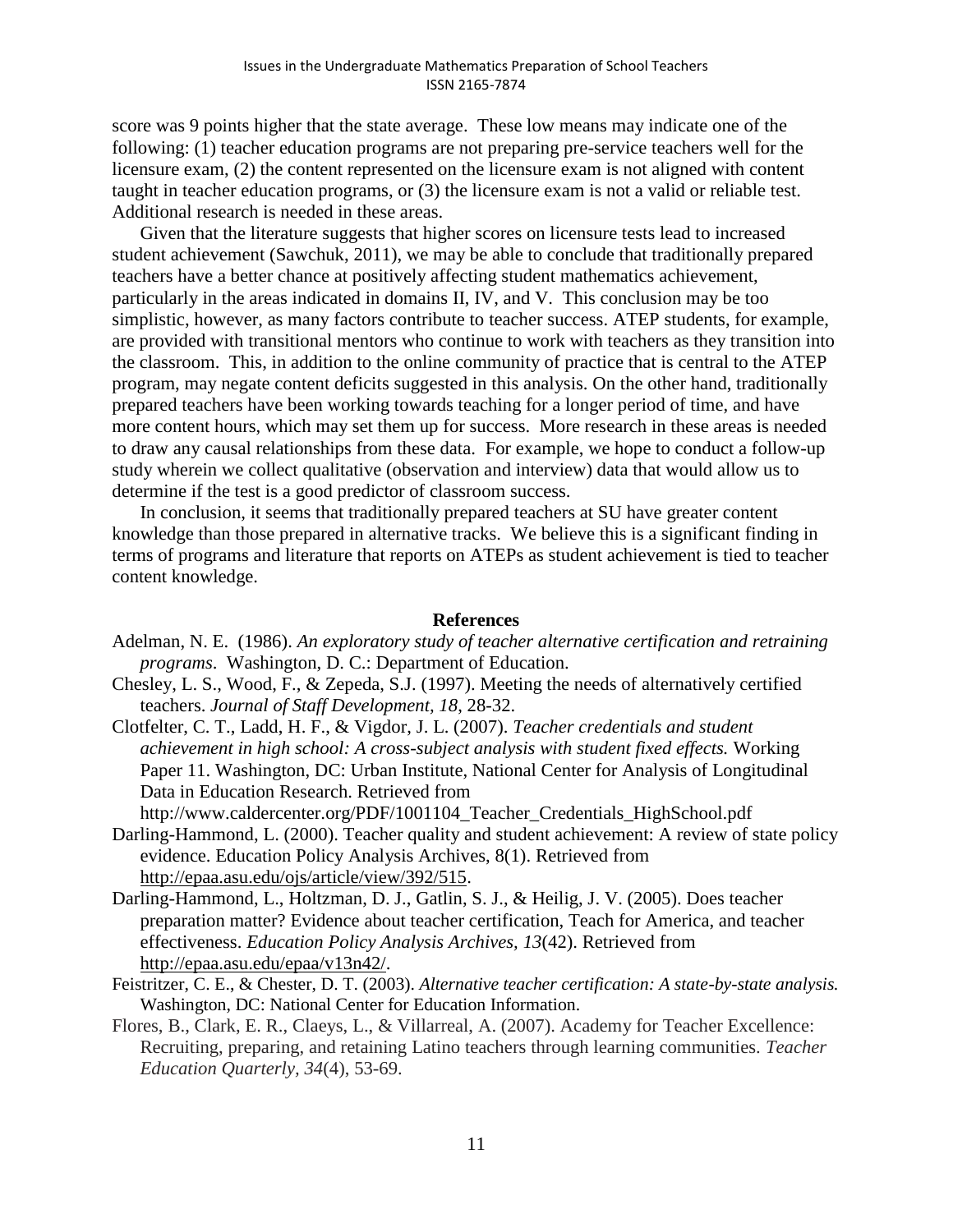score was 9 points higher that the state average. These low means may indicate one of the following: (1) teacher education programs are not preparing pre-service teachers well for the licensure exam, (2) the content represented on the licensure exam is not aligned with content taught in teacher education programs, or (3) the licensure exam is not a valid or reliable test. Additional research is needed in these areas.

Given that the literature suggests that higher scores on licensure tests lead to increased student achievement (Sawchuk, 2011), we may be able to conclude that traditionally prepared teachers have a better chance at positively affecting student mathematics achievement, particularly in the areas indicated in domains II, IV, and V. This conclusion may be too simplistic, however, as many factors contribute to teacher success. ATEP students, for example, are provided with transitional mentors who continue to work with teachers as they transition into the classroom. This, in addition to the online community of practice that is central to the ATEP program, may negate content deficits suggested in this analysis. On the other hand, traditionally prepared teachers have been working towards teaching for a longer period of time, and have more content hours, which may set them up for success. More research in these areas is needed to draw any causal relationships from these data. For example, we hope to conduct a follow-up study wherein we collect qualitative (observation and interview) data that would allow us to determine if the test is a good predictor of classroom success.

In conclusion, it seems that traditionally prepared teachers at SU have greater content knowledge than those prepared in alternative tracks. We believe this is a significant finding in terms of programs and literature that reports on ATEPs as student achievement is tied to teacher content knowledge.

## References

Adelman, N. E. (1986). *An exploratory study of teacher alternative certification and retraining programs*. Washington, D. C.: Department of Education.

Chesley, L. S., Wood, F., & Zepeda, S.J. (1997). Meeting the needs of alternatively certified teachers. *Journal of Staff Development, 18*, 28-32.

Clotfelter, C. T., Ladd, H. F., & Vigdor, J. L. (2007). *Teacher credentials and student achievement in high school: A cross-subject analysis with student fixed effects.* Working Paper 11. Washington, DC: Urban Institute, National Center for Analysis of Longitudinal Data in Education Research. Retrieved from http://www.caldercenter.org/PDF/1001104_Teacher_Credentials_HighSchool.pdf

Darling-Hammond, L. (2000). Teacher quality and student achievement: A review of state policy evidence. Education Policy Analysis Archives, 8(1). Retrieved from http://epaa.asu.edu/ojs/article/view/392/515.

Darling-Hammond, L., Holtzman, D. J., Gatlin, S. J., & Heilig, J. V. (2005). Does teacher preparation matter? Evidence about teacher certification, Teach for America, and teacher effectiveness. *Education Policy Analysis Archives, 13*(42). Retrieved from http://epaa.asu.edu/epaa/v13n42/.

Feistritzer, C. E., & Chester, D. T. (2003). *Alternative teacher certification: A state-by-state analysis.* Washington, DC: National Center for Education Information.

Flores, B., Clark, E. R., Claeys, L., & Villarreal, A. (2007). Academy for Teacher Excellence: Recruiting, preparing, and retaining Latino teachers through learning communities. *Teacher Education Quarterly, 34*(4), 53-69.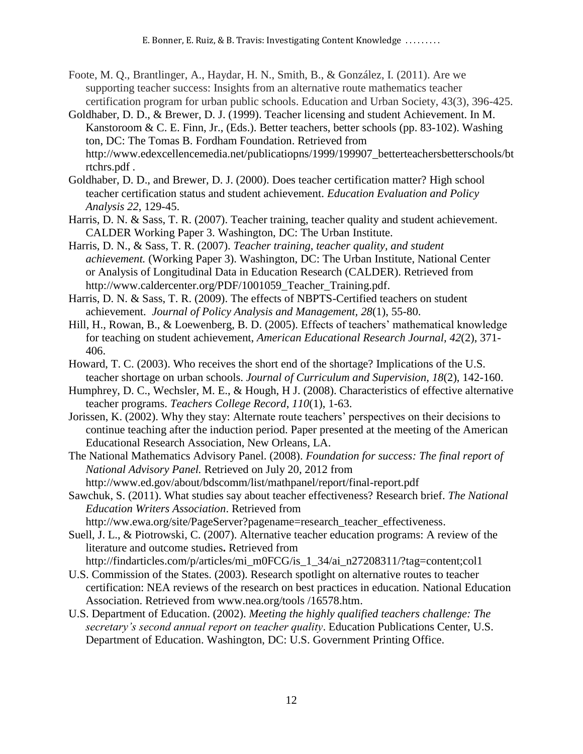Foote, M. Q., Brantlinger, A., Haydar, H. N., Smith, B., & González, I. (2011). Are we supporting teacher success: Insights from an alternative route mathematics teacher certification program for urban public schools. Education and Urban Society, 43(3), 396-425.

Goldhaber, D. D., & Brewer, D. J. (1999). Teacher licensing and student Achievement. In M. Kanstoroom & C. E. Finn, Jr., (Eds.). Better teachers, better schools (pp. 83-102). Washing ton, DC: The Tomas B. Fordham Foundation. Retrieved from http://www.edexcellencemedia.net/publicatiopns/1999/199907_betterteachersbetterschools/btrtchrs.pdf .

Goldhaber, D. D., and Brewer, D. J. (2000). Does teacher certification matter? High school teacher certification status and student achievement. *Education Evaluation and Policy Analysis 22*, 129-45.

Harris, D. N. & Sass, T. R. (2007). Teacher training, teacher quality and student achievement. CALDER Working Paper 3. Washington, DC: The Urban Institute.

Harris, D. N., & Sass, T. R. (2007). *Teacher training, teacher quality, and student achievement.* (Working Paper 3). Washington, DC: The Urban Institute, National Center or Analysis of Longitudinal Data in Education Research (CALDER). Retrieved from http://www.caldercenter.org/PDF/1001059_Teacher_Training.pdf.

Harris, D. N. & Sass, T. R. (2009). The effects of NBPTS-Certified teachers on student achievement. *Journal of Policy Analysis and Management, 28*(1), 55-80.

Hill, H., Rowan, B., & Loewenberg, B. D. (2005). Effects of teachers' mathematical knowledge for teaching on student achievement, *American Educational Research Journal, 42*(2), 371-406.

Howard, T. C. (2003). Who receives the short end of the shortage? Implications of the U.S. teacher shortage on urban schools. *Journal of Curriculum and Supervision, 18*(2), 142-160.

Humphrey, D. C., Wechsler, M. E., & Hough, H J. (2008). Characteristics of effective alternative teacher programs. *Teachers College Record*, *110*(1), 1-63.

Jorissen, K. (2002). Why they stay: Alternate route teachers' perspectives on their decisions to continue teaching after the induction period. Paper presented at the meeting of the American Educational Research Association, New Orleans, LA.

The National Mathematics Advisory Panel. (2008). *Foundation for success: The final report of National Advisory Panel.* Retrieved on July 20, 2012 from http://www.ed.gov/about/bdscomm/list/mathpanel/report/final-report.pdf

Sawchuk, S. (2011). What studies say about teacher effectiveness? Research brief. *The National Education Writers Association*. Retrieved from http://ww.ewa.org/site/PageServer?pagename=research_teacher_effectiveness.

Suell, J. L., & Piotrowski, C. (2007). Alternative teacher education programs: A review of the literature and outcome studies**.** Retrieved from http://findarticles.com/p/articles/mi_m0FCG/is_1_34/ai_n27208311/?tag=content;col1

U.S. Commission of the States. (2003). Research spotlight on alternative routes to teacher certification: NEA reviews of the research on best practices in education. National Education Association. Retrieved from www.nea.org/tools /16578.htm.

U.S. Department of Education. (2002). *Meeting the highly qualified teachers challenge: The secretary's second annual report on teacher quality*. Education Publications Center, U.S. Department of Education. Washington, DC: U.S. Government Printing Office.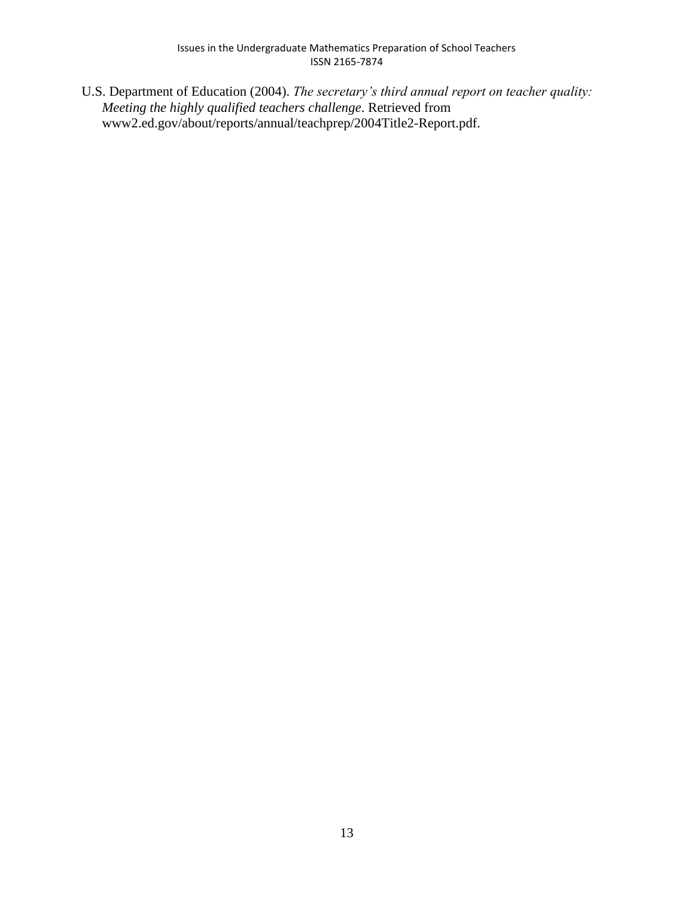U.S. Department of Education (2004). *The secretary's third annual report on teacher quality: Meeting the highly qualified teachers challenge*. Retrieved from www2.ed.gov/about/reports/annual/teachprep/2004Title2-Report.pdf.